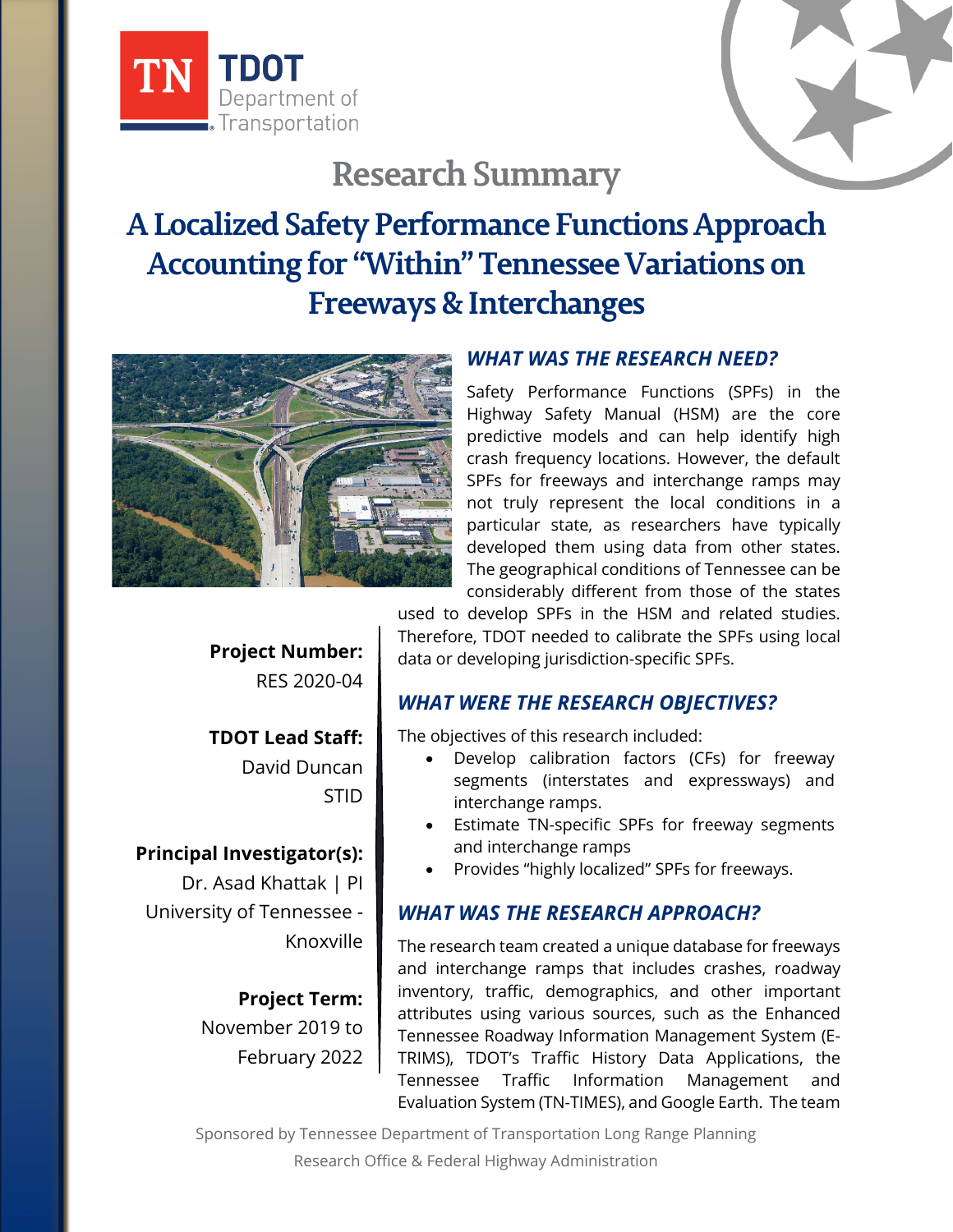# Research Summary

# A Localized Safety Performance Functions Approach Accounting for "Within" Tennessee Variations on Freeways & Interchanges

**Project Number:**
RES 2020-04

**TDOT Lead Staff:**
David Duncan
STID

**Principal Investigator(s):**
Dr. Asad Khattak | PI
University of Tennessee - Knoxville

**Project Term:**
November 2019 to February 2022

## *WHAT WAS THE RESEARCH NEED?*

Safety Performance Functions (SPFs) in the Highway Safety Manual (HSM) are the core predictive models and can help identify high crash frequency locations. However, the default SPFs for freeways and interchange ramps may not truly represent the local conditions in a particular state, as researchers have typically developed them using data from other states. The geographical conditions of Tennessee can be considerably different from those of the states used to develop SPFs in the HSM and related studies. Therefore, TDOT needed to calibrate the SPFs using local data or developing jurisdiction-specific SPFs.

## *WHAT WERE THE RESEARCH OBJECTIVES?*

The objectives of this research included:

- Develop calibration factors (CFs) for freeway segments (interstates and expressways) and interchange ramps.
- Estimate TN-specific SPFs for freeway segments and interchange ramps
- Provides "highly localized" SPFs for freeways.

## *WHAT WAS THE RESEARCH APPROACH?*

The research team created a unique database for freeways and interchange ramps that includes crashes, roadway inventory, traffic, demographics, and other important attributes using various sources, such as the Enhanced Tennessee Roadway Information Management System (E-TRIMS), TDOT's Traffic History Data Applications, the Tennessee Traffic Information Management and Evaluation System (TN-TIMES), and Google Earth. The team

Sponsored by Tennessee Department of Transportation Long Range Planning Research Office & Federal Highway Administration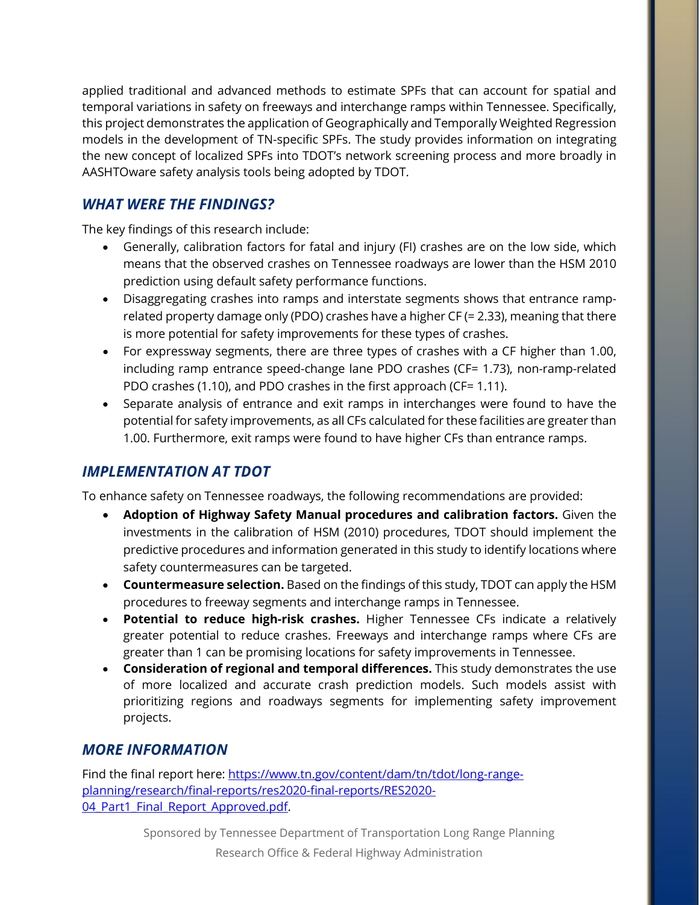applied traditional and advanced methods to estimate SPFs that can account for spatial and temporal variations in safety on freeways and interchange ramps within Tennessee. Specifically, this project demonstrates the application of Geographically and Temporally Weighted Regression models in the development of TN-specific SPFs. The study provides information on integrating the new concept of localized SPFs into TDOT's network screening process and more broadly in AASHTOware safety analysis tools being adopted by TDOT.

## *WHAT WERE THE FINDINGS?*

The key findings of this research include:

- Generally, calibration factors for fatal and injury (FI) crashes are on the low side, which means that the observed crashes on Tennessee roadways are lower than the HSM 2010 prediction using default safety performance functions.
- Disaggregating crashes into ramps and interstate segments shows that entrance ramp-related property damage only (PDO) crashes have a higher CF (= 2.33), meaning that there is more potential for safety improvements for these types of crashes.
- For expressway segments, there are three types of crashes with a CF higher than 1.00, including ramp entrance speed-change lane PDO crashes (CF= 1.73), non-ramp-related PDO crashes (1.10), and PDO crashes in the first approach (CF= 1.11).
- Separate analysis of entrance and exit ramps in interchanges were found to have the potential for safety improvements, as all CFs calculated for these facilities are greater than 1.00. Furthermore, exit ramps were found to have higher CFs than entrance ramps.

## *IMPLEMENTATION AT TDOT*

To enhance safety on Tennessee roadways, the following recommendations are provided:

- **Adoption of Highway Safety Manual procedures and calibration factors.** Given the investments in the calibration of HSM (2010) procedures, TDOT should implement the predictive procedures and information generated in this study to identify locations where safety countermeasures can be targeted.
- **Countermeasure selection.** Based on the findings of this study, TDOT can apply the HSM procedures to freeway segments and interchange ramps in Tennessee.
- **Potential to reduce high-risk crashes.** Higher Tennessee CFs indicate a relatively greater potential to reduce crashes. Freeways and interchange ramps where CFs are greater than 1 can be promising locations for safety improvements in Tennessee.
- **Consideration of regional and temporal differences.** This study demonstrates the use of more localized and accurate crash prediction models. Such models assist with prioritizing regions and roadways segments for implementing safety improvement projects.

## *MORE INFORMATION*

Find the final report here: [https://www.tn.gov/content/dam/tn/tdot/long-range-planning/research/final-reports/res2020-final-reports/RES2020-04_Part1_Final_Report_Approved.pdf](https://www.tn.gov/content/dam/tn/tdot/long-range-planning/research/final-reports/res2020-final-reports/RES2020-04_Part1_Final_Report_Approved.pdf).

Sponsored by Tennessee Department of Transportation Long Range Planning Research Office & Federal Highway Administration